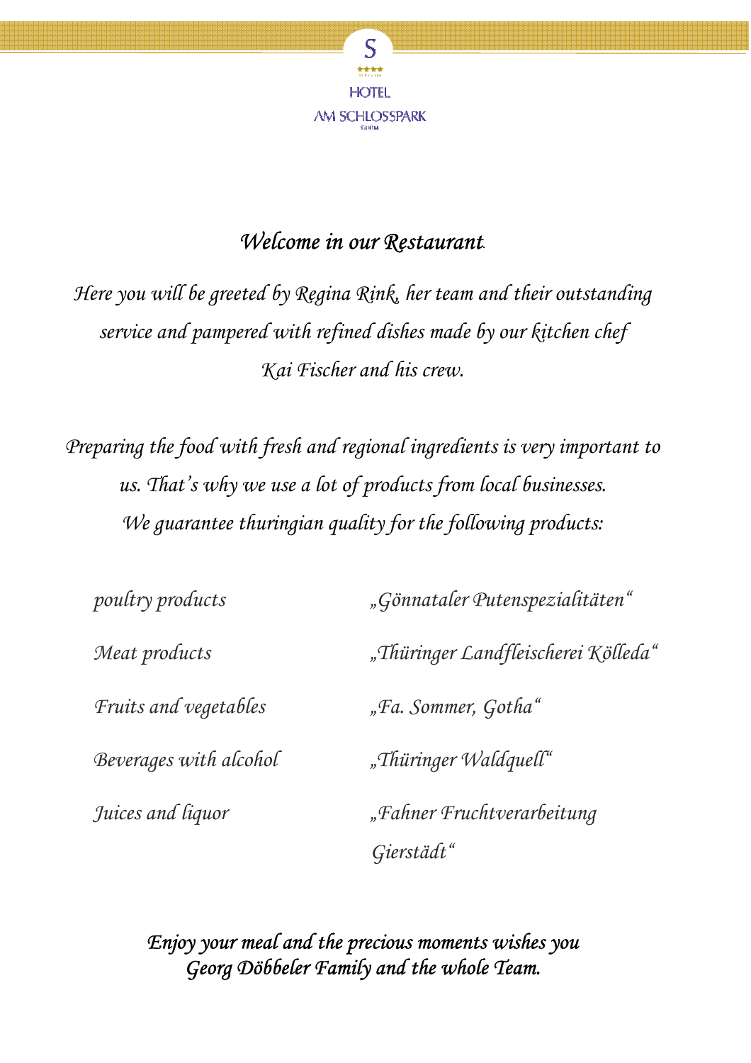S

HOTEL

AM SCHLOSSPARK

# *Welcome in our Restaurant.*

*Here you will be greeted by Regina Rink, her team and their outstanding service and pampered with refined dishes made by our kitchen chef Kai Fischer and his crew.*

*Preparing the food with fresh and regional ingredients is very important to us. That's why we use a lot of products from local businesses. We guarantee thuringian quality for the following products:*

| | |
|---|---|
| *poultry products* | *„Gönnataler Putenspezialitäten"* |
| *Meat products* | *„Thüringer Landfleischerei Kölleda"* |
| *Fruits and vegetables* | *„Fa. Sommer, Gotha"* |
| *Beverages with alcohol* | *„Thüringer Waldquell"* |
| *Juices and liquor* | *„Fahner Fruchtverarbeitung Gierstädt"* |

***Enjoy your meal and the precious moments wishes you Georg Döbbeler Family and the whole Team.***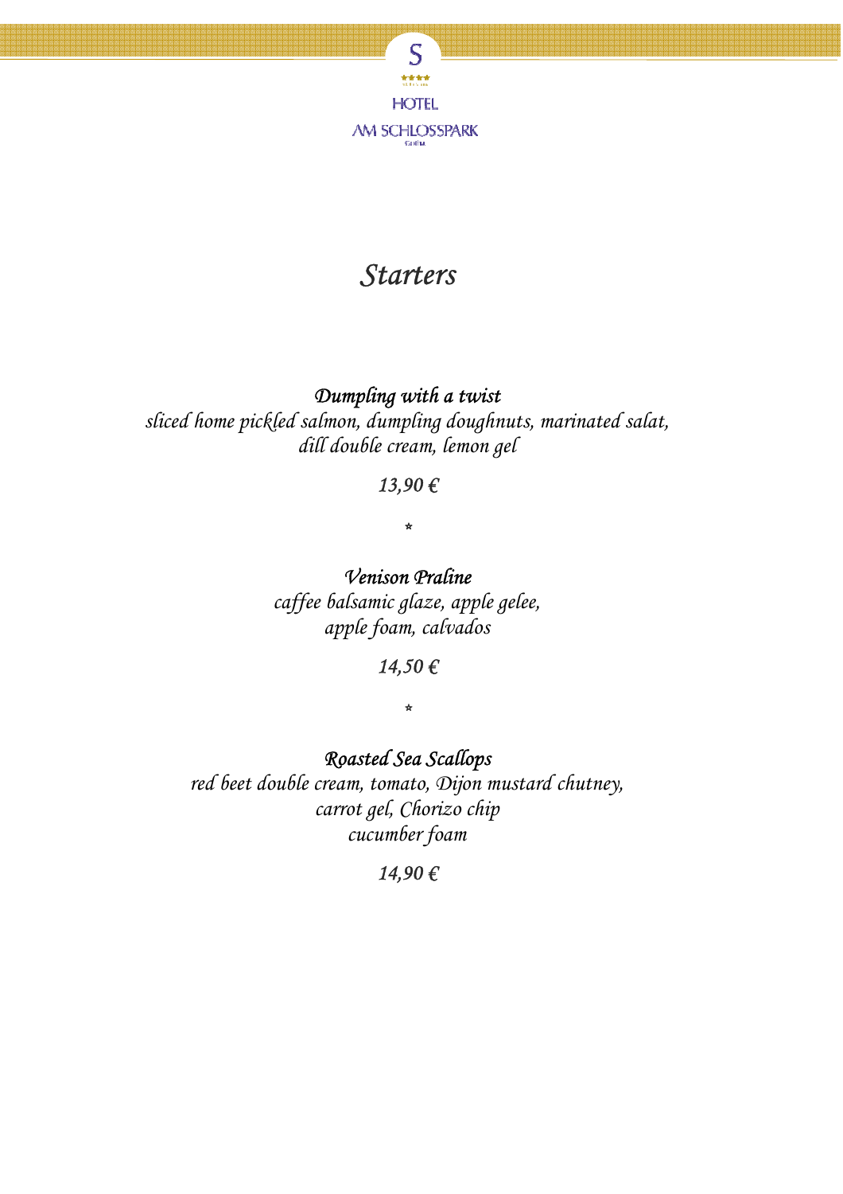# Starters

***Dumpling with a twist***

*sliced home pickled salmon, dumpling doughnuts, marinated salat,*
*dill double cream, lemon gel*

*13,90 €*

*

***Venison Praline***

*caffee balsamic glaze, apple gelee,*
*apple foam, calvados*

*14,50 €*

*

***Roasted Sea Scallops***

*red beet double cream, tomato, Dijon mustard chutney,*
*carrot gel, Chorizo chip*
*cucumber foam*

*14,90 €*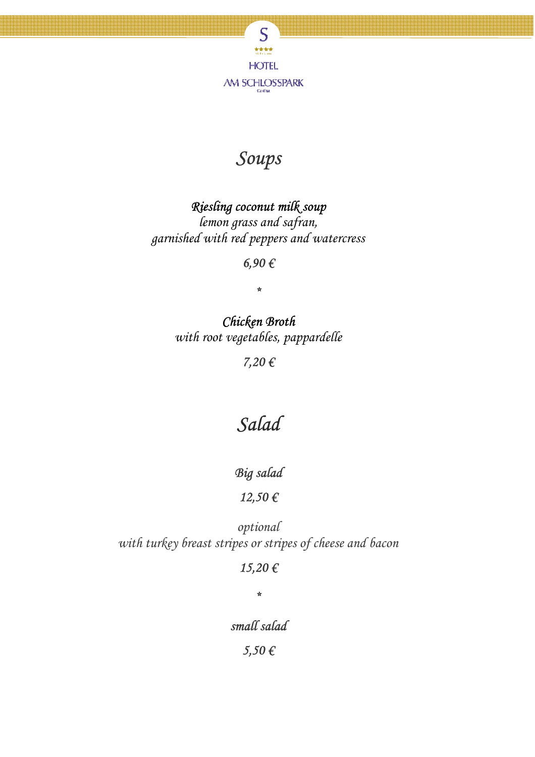# *Soups*

***Riesling coconut milk soup***
*lemon grass and safran,*
*garnished with red peppers and watercress*

*6,90 €*

*

***Chicken Broth***
*with root vegetables, pappardelle*

*7,20 €*

# *Salad*

***Big salad***

*12,50 €*

*optional*
*with turkey breast stripes or stripes of cheese and bacon*

*15,20 €*

*

***small salad***

*5,50 €*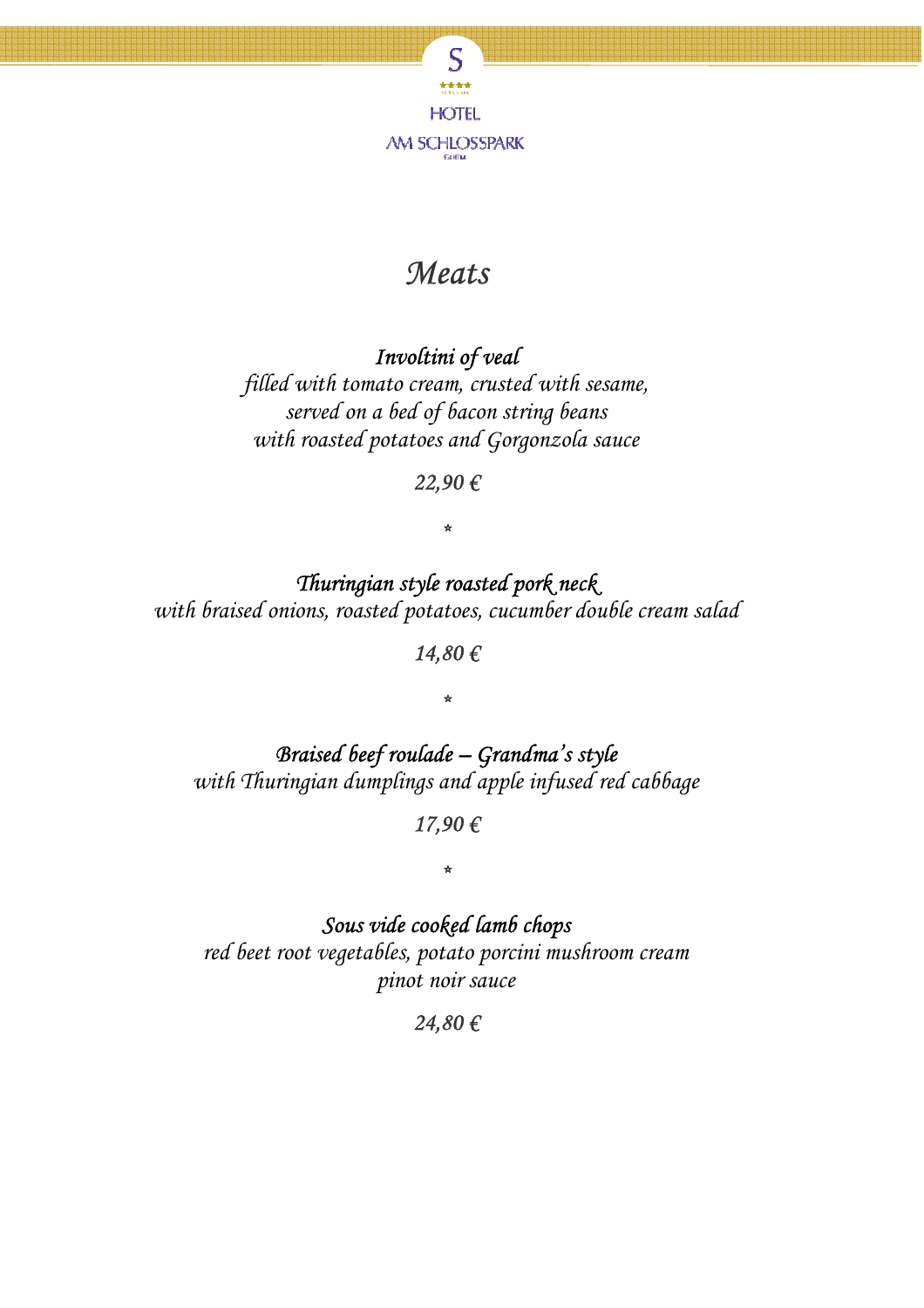# *Meats*

### *Involtini of veal*

*filled with tomato cream, crusted with sesame,*
*served on a bed of bacon string beans*
*with roasted potatoes and Gorgonzola sauce*

*22,90 €*

*

### *Thuringian style roasted pork neck*

*with braised onions, roasted potatoes, cucumber double cream salad*

*14,80 €*

*

### *Braised beef roulade – Grandma's style*

*with Thuringian dumplings and apple infused red cabbage*

*17,90 €*

*

### *Sous vide cooked lamb chops*

*red beet root vegetables, potato porcini mushroom cream*
*pinot noir sauce*

*24,80 €*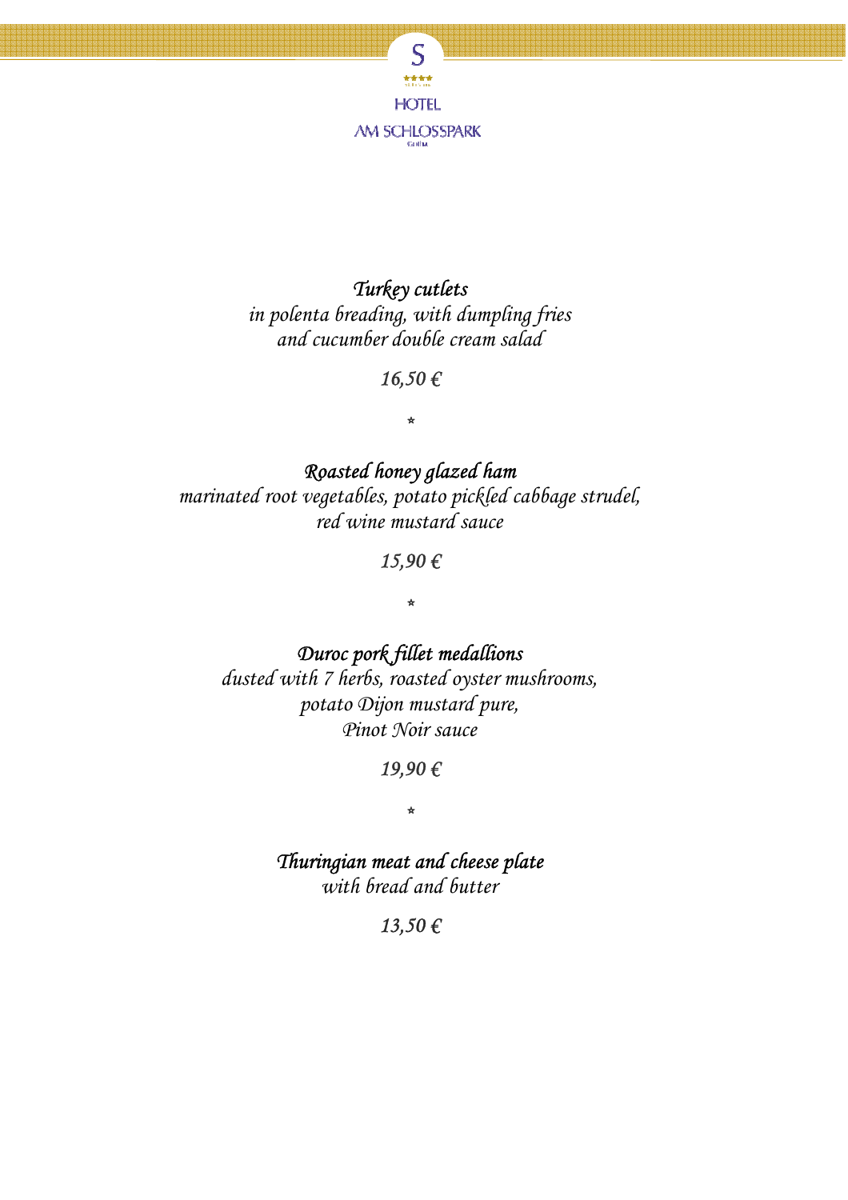S

HOTEL
AM SCHLOSSPARK

*Turkey cutlets*
*in polenta breading, with dumpling fries*
*and cucumber double cream salad*

*16,50 €*

*

*Roasted honey glazed ham*
*marinated root vegetables, potato pickled cabbage strudel,*
*red wine mustard sauce*

*15,90 €*

*

*Duroc pork fillet medallions*
*dusted with 7 herbs, roasted oyster mushrooms,*
*potato Dijon mustard pure,*
*Pinot Noir sauce*

*19,90 €*

*

*Thuringian meat and cheese plate*
*with bread and butter*

*13,50 €*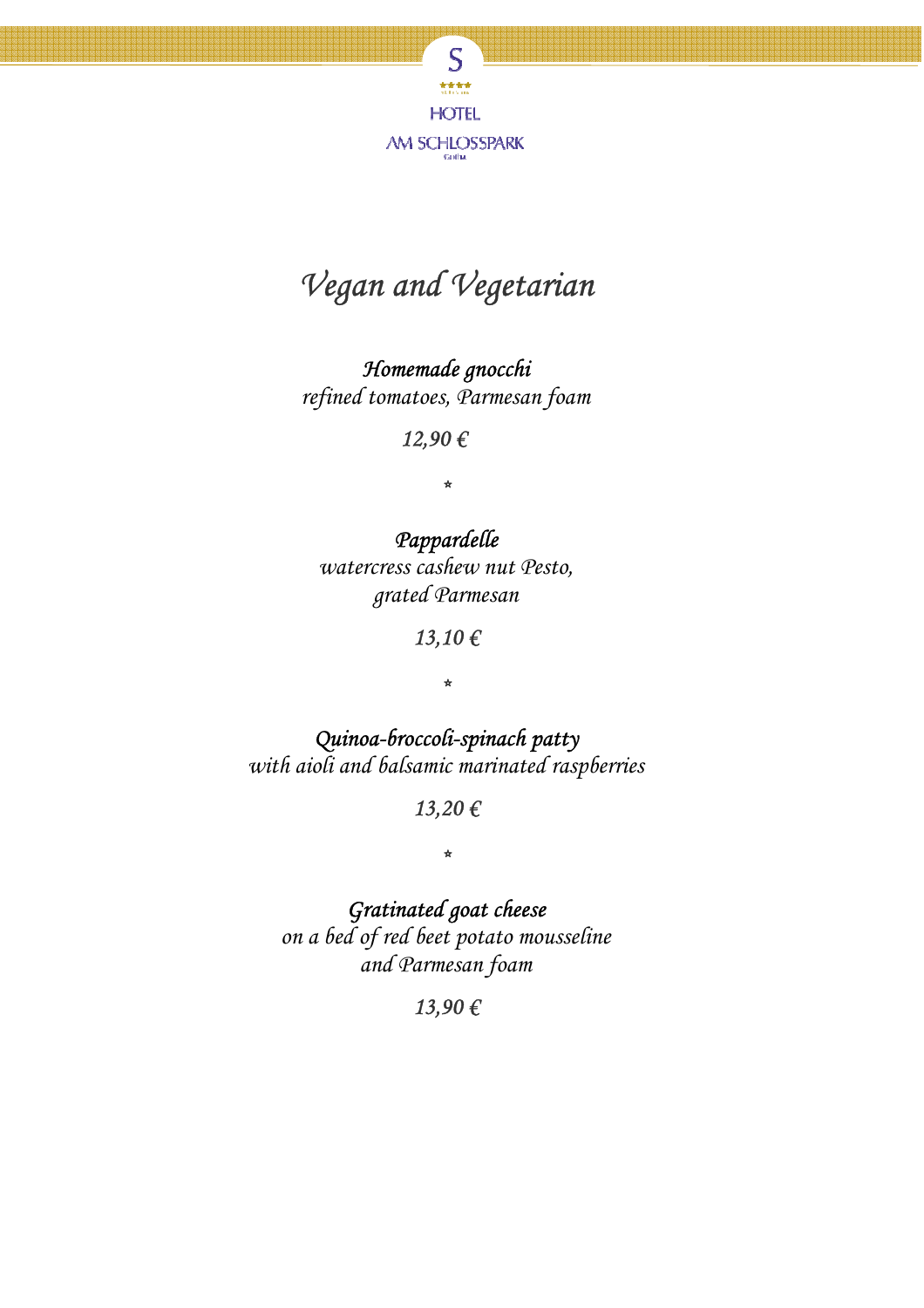# *Vegan and Vegetarian*

***Homemade gnocchi***
*refined tomatoes, Parmesan foam*

*12,90 €*

*

***Pappardelle***
*watercress cashew nut Pesto,*
*grated Parmesan*

*13,10 €*

*

***Quinoa-broccoli-spinach patty***
*with aioli and balsamic marinated raspberries*

*13,20 €*

*

***Gratinated goat cheese***
*on a bed of red beet potato mousseline*
*and Parmesan foam*

*13,90 €*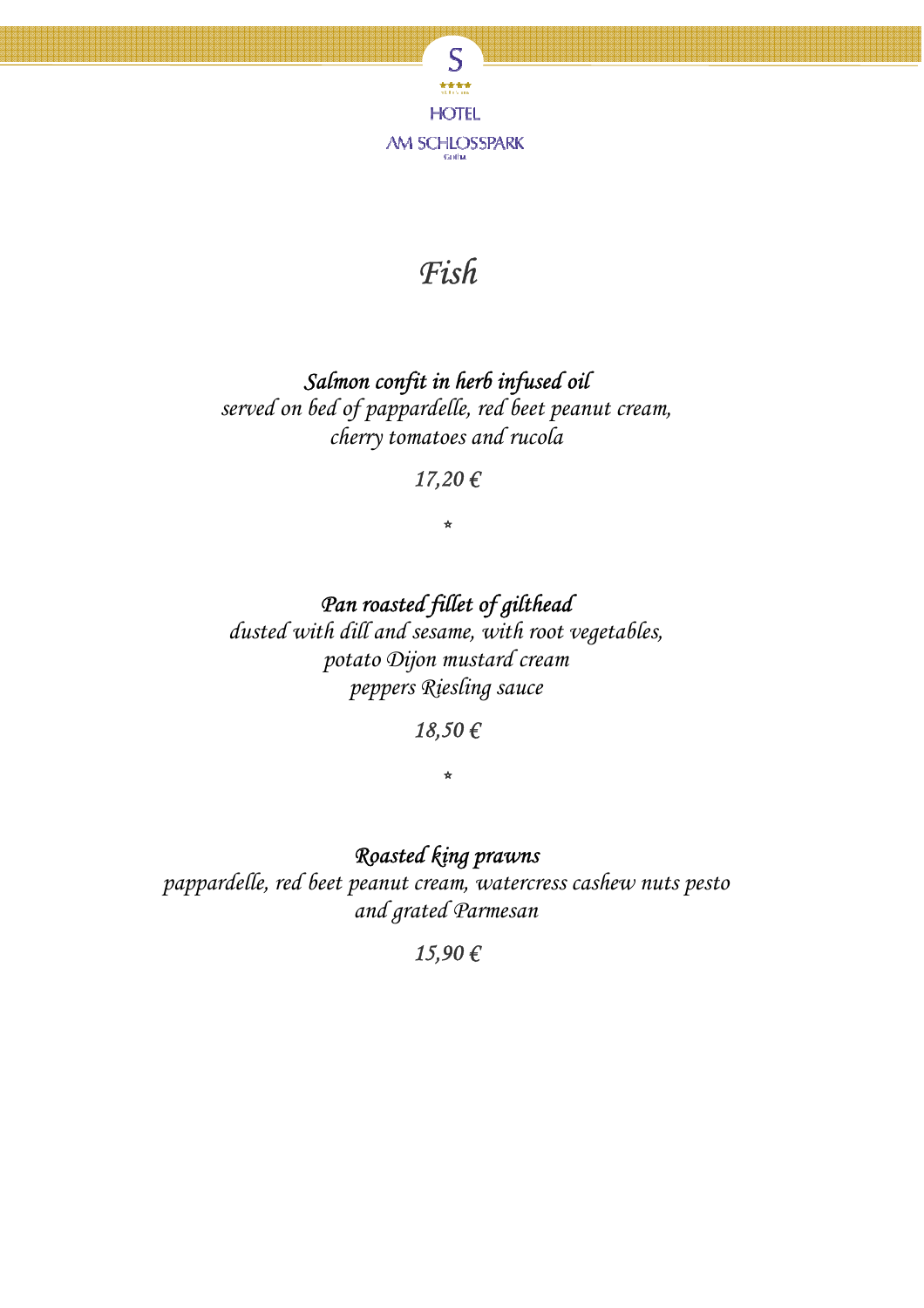# *Fish*

***Salmon confit in herb infused oil***
*served on bed of pappardelle, red beet peanut cream,*
*cherry tomatoes and rucola*

*17,20 €*

*

***Pan roasted fillet of gilthead***
*dusted with dill and sesame, with root vegetables,*
*potato Dijon mustard cream*
*peppers Riesling sauce*

*18,50 €*

*

***Roasted king prawns***
*pappardelle, red beet peanut cream, watercress cashew nuts pesto*
*and grated Parmesan*

*15,90 €*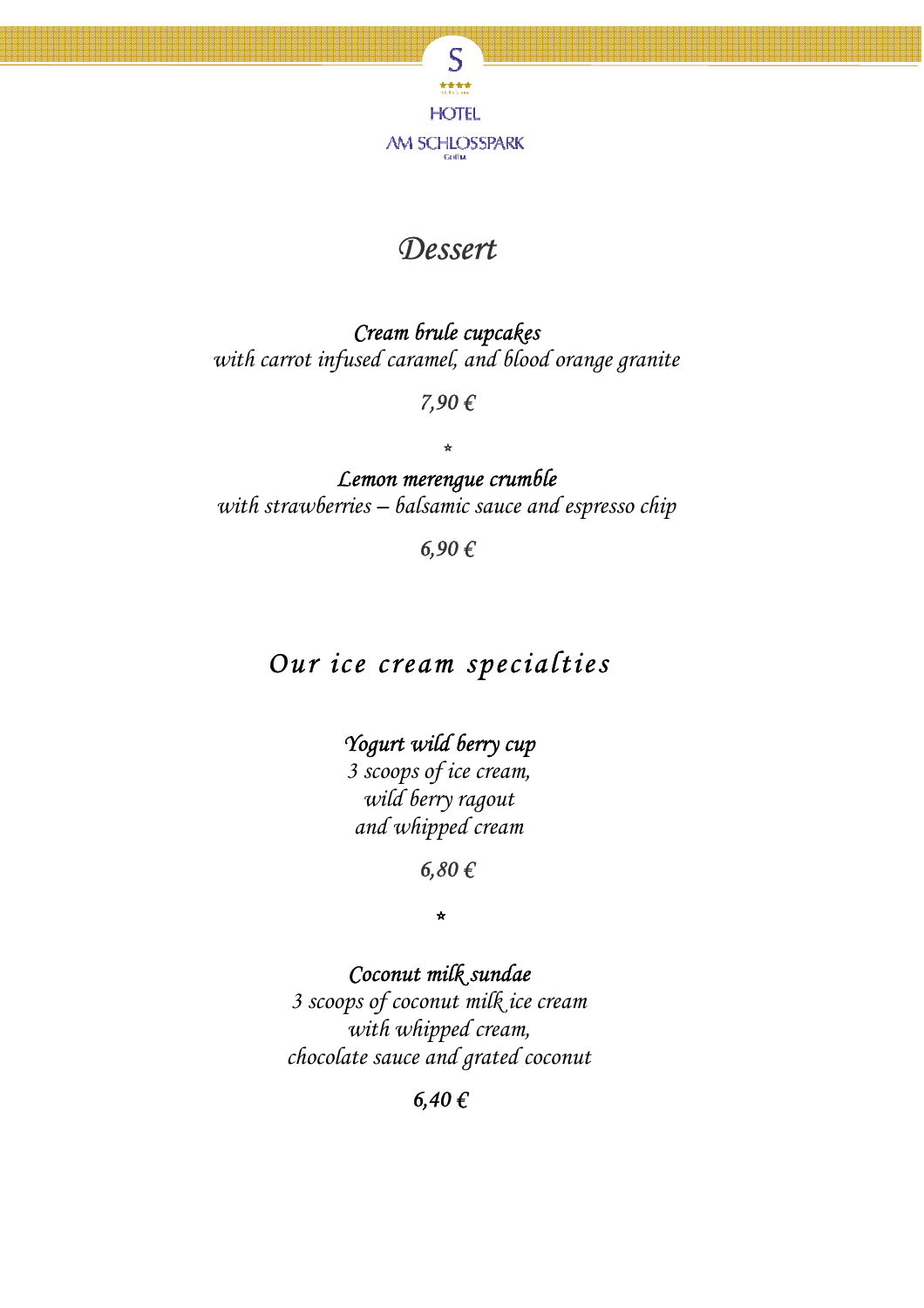# Dessert

*Cream brule cupcakes*
*with carrot infused caramel, and blood orange granite*

*7,90 €*

*

*Lemon merengue crumble*
*with strawberries – balsamic sauce and espresso chip*

*6,90 €*

## Our ice cream specialties

*Yogurt wild berry cup*
*3 scoops of ice cream,*
*wild berry ragout*
*and whipped cream*

*6,80 €*

*

*Coconut milk sundae*
*3 scoops of coconut milk ice cream*
*with whipped cream,*
*chocolate sauce and grated coconut*

*6,40 €*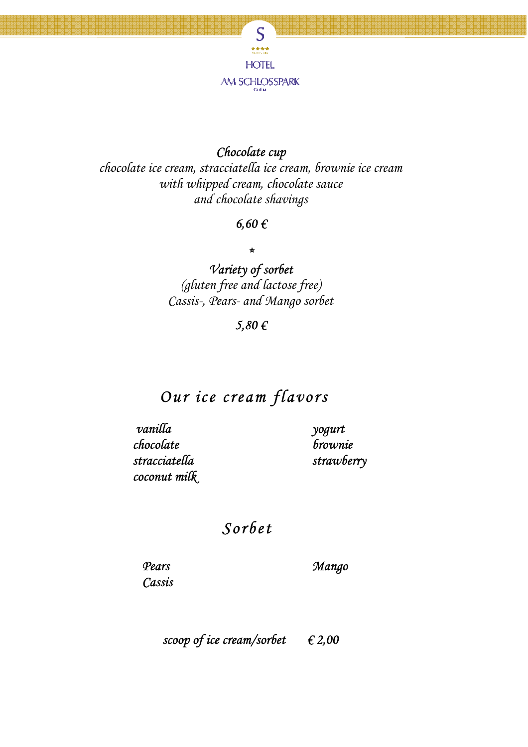HOTEL
AM SCHLOSSPARK

### *Chocolate cup*

*chocolate ice cream, stracciatella ice cream, brownie ice cream*
*with whipped cream, chocolate sauce*
*and chocolate shavings*

***6,60 €***

*

### *Variety of sorbet*

*(gluten free and lactose free)*
*Cassis-, Pears- and Mango sorbet*

***5,80 €***

## *Our ice cream flavors*

*vanilla*
*chocolate*
*stracciatella*
*coconut milk*
*yogurt*
*brownie*
*strawberry*

## *Sorbet*

*Pears*
*Cassis*
*Mango*

*scoop of ice cream/sorbet* *€ 2,00*